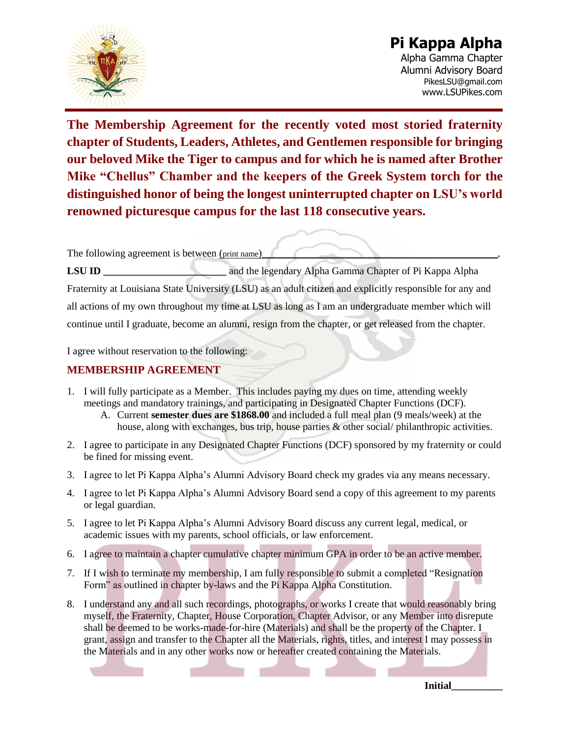# Pi Kappa Alpha

Alpha Gamma Chapter
Alumni Advisory Board
PikesLSU@gmail.com
www.LSUPikes.com

**The Membership Agreement for the recently voted most storied fraternity chapter of Students, Leaders, Athletes, and Gentlemen responsible for bringing our beloved Mike the Tiger to campus and for which he is named after Brother Mike "Chellus" Chamber and the keepers of the Greek System torch for the distinguished honor of being the longest uninterrupted chapter on LSU's world renowned picturesque campus for the last 118 consecutive years.**

The following agreement is between (print name)______________________________________________, **LSU ID** ________________________ and the legendary Alpha Gamma Chapter of Pi Kappa Alpha Fraternity at Louisiana State University (LSU) as an adult citizen and explicitly responsible for any and all actions of my own throughout my time at LSU as long as I am an undergraduate member which will continue until I graduate, become an alumni, resign from the chapter, or get released from the chapter.

I agree without reservation to the following:

## MEMBERSHIP AGREEMENT

1. I will fully participate as a Member. This includes paying my dues on time, attending weekly meetings and mandatory trainings, and participating in Designated Chapter Functions (DCF).
   A. Current **semester dues are $1868.00** and included a full meal plan (9 meals/week) at the house, along with exchanges, bus trip, house parties & other social/ philanthropic activities.
2. I agree to participate in any Designated Chapter Functions (DCF) sponsored by my fraternity or could be fined for missing event.
3. I agree to let Pi Kappa Alpha's Alumni Advisory Board check my grades via any means necessary.
4. I agree to let Pi Kappa Alpha's Alumni Advisory Board send a copy of this agreement to my parents or legal guardian.
5. I agree to let Pi Kappa Alpha's Alumni Advisory Board discuss any current legal, medical, or academic issues with my parents, school officials, or law enforcement.
6. I agree to maintain a chapter cumulative chapter minimum GPA in order to be an active member.
7. If I wish to terminate my membership, I am fully responsible to submit a completed "Resignation Form" as outlined in chapter by-laws and the Pi Kappa Alpha Constitution.
8. I understand any and all such recordings, photographs, or works I create that would reasonably bring myself, the Fraternity, Chapter, House Corporation, Chapter Advisor, or any Member into disrepute shall be deemed to be works-made-for-hire (Materials) and shall be the property of the Chapter. I grant, assign and transfer to the Chapter all the Materials, rights, titles, and interest I may possess in the Materials and in any other works now or hereafter created containing the Materials.

**Initial**__________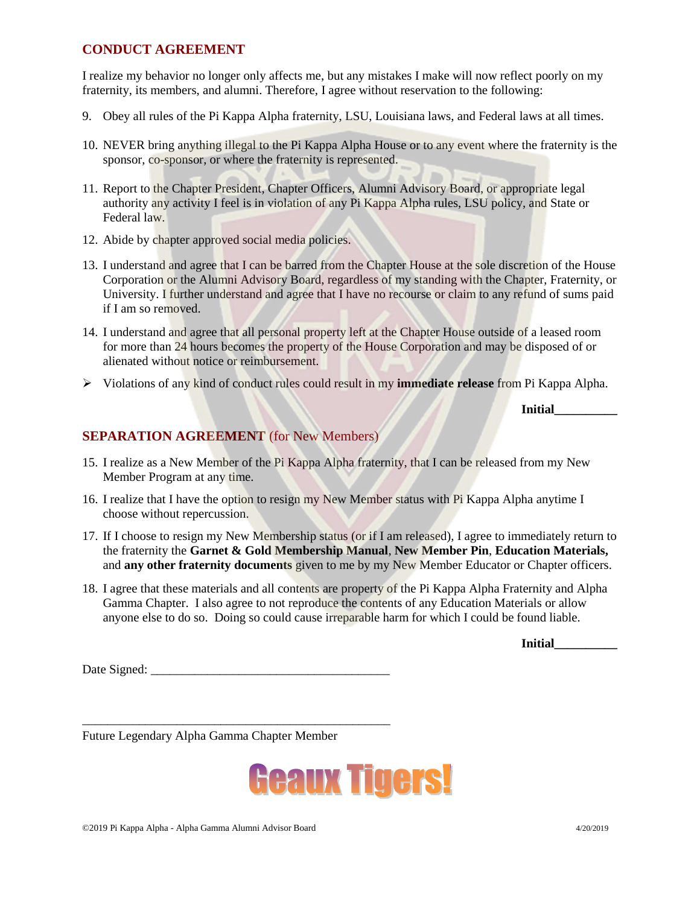## CONDUCT AGREEMENT

I realize my behavior no longer only affects me, but any mistakes I make will now reflect poorly on my fraternity, its members, and alumni. Therefore, I agree without reservation to the following:

9. Obey all rules of the Pi Kappa Alpha fraternity, LSU, Louisiana laws, and Federal laws at all times.
10. NEVER bring anything illegal to the Pi Kappa Alpha House or to any event where the fraternity is the sponsor, co-sponsor, or where the fraternity is represented.
11. Report to the Chapter President, Chapter Officers, Alumni Advisory Board, or appropriate legal authority any activity I feel is in violation of any Pi Kappa Alpha rules, LSU policy, and State or Federal law.
12. Abide by chapter approved social media policies.
13. I understand and agree that I can be barred from the Chapter House at the sole discretion of the House Corporation or the Alumni Advisory Board, regardless of my standing with the Chapter, Fraternity, or University. I further understand and agree that I have no recourse or claim to any refund of sums paid if I am so removed.
14. I understand and agree that all personal property left at the Chapter House outside of a leased room for more than 24 hours becomes the property of the House Corporation and may be disposed of or alienated without notice or reimbursement.

- Violations of any kind of conduct rules could result in my **immediate release** from Pi Kappa Alpha.

**Initial__________**

## SEPARATION AGREEMENT (for New Members)

15. I realize as a New Member of the Pi Kappa Alpha fraternity, that I can be released from my New Member Program at any time.
16. I realize that I have the option to resign my New Member status with Pi Kappa Alpha anytime I choose without repercussion.
17. If I choose to resign my New Membership status (or if I am released), I agree to immediately return to the fraternity the **Garnet & Gold Membership Manual**, **New Member Pin**, **Education Materials,** and **any other fraternity documents** given to me by my New Member Educator or Chapter officers.
18. I agree that these materials and all contents are property of the Pi Kappa Alpha Fraternity and Alpha Gamma Chapter. I also agree to not reproduce the contents of any Education Materials or allow anyone else to do so. Doing so could cause irreparable harm for which I could be found liable.

**Initial__________**

Date Signed: ____________________________________

__________________________________________________

Future Legendary Alpha Gamma Chapter Member

Geaux Tigers!

©2019 Pi Kappa Alpha - Alpha Gamma Alumni Advisor Board 4/20/2019